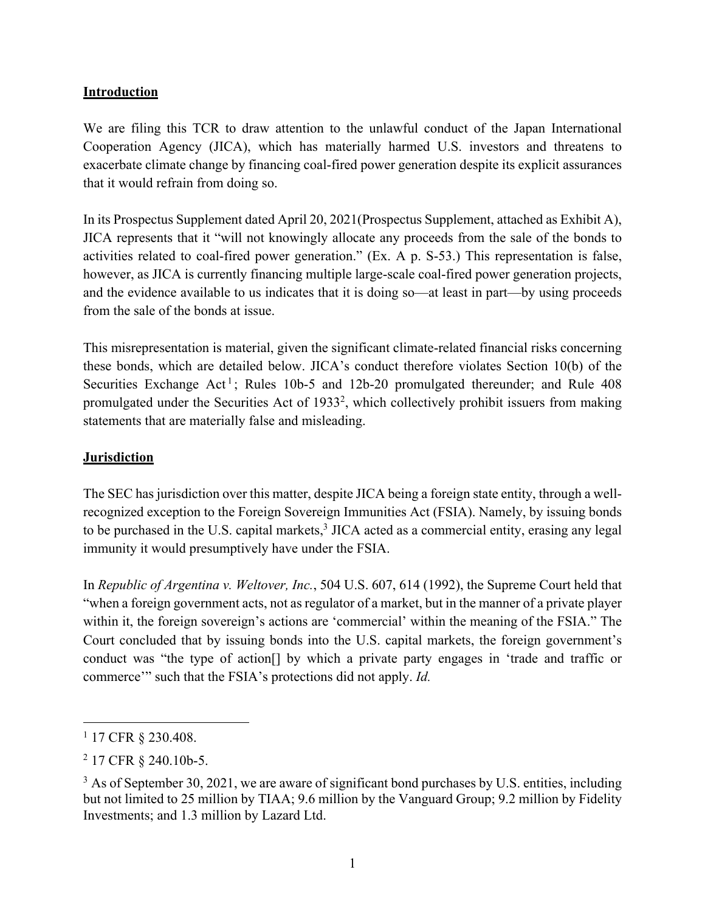## Introduction

We are filing this TCR to draw attention to the unlawful conduct of the Japan International Cooperation Agency (JICA), which has materially harmed U.S. investors and threatens to exacerbate climate change by financing coal-fired power generation despite its explicit assurances that it would refrain from doing so.

In its Prospectus Supplement dated April 20, 2021(Prospectus Supplement, attached as Exhibit A), JICA represents that it "will not knowingly allocate any proceeds from the sale of the bonds to activities related to coal-fired power generation." (Ex. A p. S-53.) This representation is false, however, as JICA is currently financing multiple large-scale coal-fired power generation projects, and the evidence available to us indicates that it is doing so—at least in part—by using proceeds from the sale of the bonds at issue.

This misrepresentation is material, given the significant climate-related financial risks concerning these bonds, which are detailed below. JICA's conduct therefore violates Section 10(b) of the Securities Exchange Act[1]; Rules 10b-5 and 12b-20 promulgated thereunder; and Rule 408 promulgated under the Securities Act of 1933[2], which collectively prohibit issuers from making statements that are materially false and misleading.

## Jurisdiction

The SEC has jurisdiction over this matter, despite JICA being a foreign state entity, through a well-recognized exception to the Foreign Sovereign Immunities Act (FSIA). Namely, by issuing bonds to be purchased in the U.S. capital markets,[3] JICA acted as a commercial entity, erasing any legal immunity it would presumptively have under the FSIA.

In *Republic of Argentina v. Weltover, Inc.*, 504 U.S. 607, 614 (1992), the Supreme Court held that "when a foreign government acts, not as regulator of a market, but in the manner of a private player within it, the foreign sovereign's actions are 'commercial' within the meaning of the FSIA." The Court concluded that by issuing bonds into the U.S. capital markets, the foreign government's conduct was "the type of action[] by which a private party engages in 'trade and traffic or commerce'" such that the FSIA's protections did not apply. *Id.*

---

[1] 17 CFR § 230.408.

[2] 17 CFR § 240.10b-5.

[3] As of September 30, 2021, we are aware of significant bond purchases by U.S. entities, including but not limited to 25 million by TIAA; 9.6 million by the Vanguard Group; 9.2 million by Fidelity Investments; and 1.3 million by Lazard Ltd.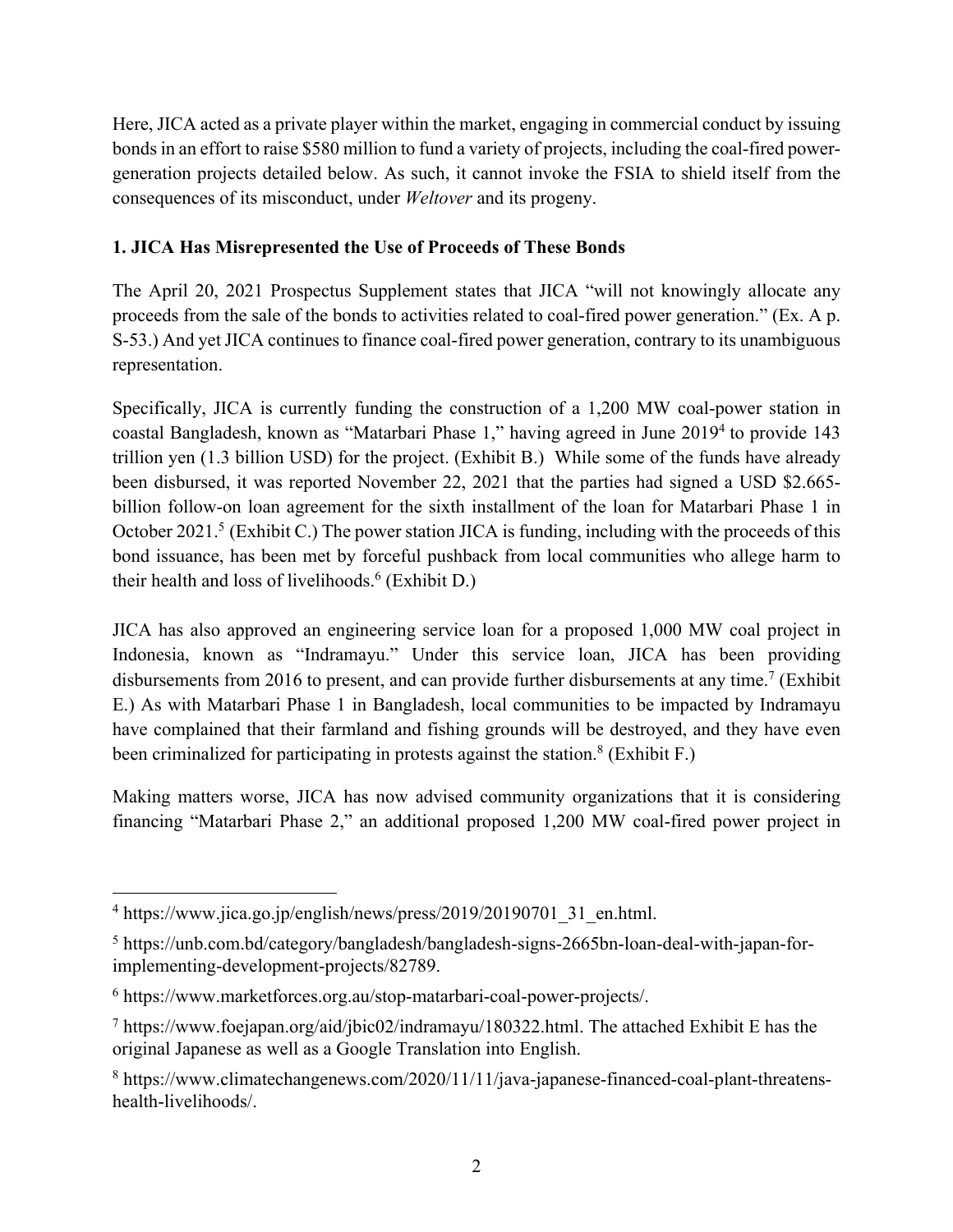Here, JICA acted as a private player within the market, engaging in commercial conduct by issuing bonds in an effort to raise $580 million to fund a variety of projects, including the coal-fired power-generation projects detailed below. As such, it cannot invoke the FSIA to shield itself from the consequences of its misconduct, under *Weltover* and its progeny.

**1. JICA Has Misrepresented the Use of Proceeds of These Bonds**

The April 20, 2021 Prospectus Supplement states that JICA "will not knowingly allocate any proceeds from the sale of the bonds to activities related to coal-fired power generation." (Ex. A p. S-53.) And yet JICA continues to finance coal-fired power generation, contrary to its unambiguous representation.

Specifically, JICA is currently funding the construction of a 1,200 MW coal-power station in coastal Bangladesh, known as "Matarbari Phase 1," having agreed in June 2019[4] to provide 143 trillion yen (1.3 billion USD) for the project. (Exhibit B.) While some of the funds have already been disbursed, it was reported November 22, 2021 that the parties had signed a USD $2.665-billion follow-on loan agreement for the sixth installment of the loan for Matarbari Phase 1 in October 2021.[5] (Exhibit C.) The power station JICA is funding, including with the proceeds of this bond issuance, has been met by forceful pushback from local communities who allege harm to their health and loss of livelihoods.[6] (Exhibit D.)

JICA has also approved an engineering service loan for a proposed 1,000 MW coal project in Indonesia, known as "Indramayu." Under this service loan, JICA has been providing disbursements from 2016 to present, and can provide further disbursements at any time.[7] (Exhibit E.) As with Matarbari Phase 1 in Bangladesh, local communities to be impacted by Indramayu have complained that their farmland and fishing grounds will be destroyed, and they have even been criminalized for participating in protests against the station.[8] (Exhibit F.)

Making matters worse, JICA has now advised community organizations that it is considering financing "Matarbari Phase 2," an additional proposed 1,200 MW coal-fired power project in

---

[4] https://www.jica.go.jp/english/news/press/2019/20190701_31_en.html.

[5] https://unb.com.bd/category/bangladesh/bangladesh-signs-2665bn-loan-deal-with-japan-for-implementing-development-projects/82789.

[6] https://www.marketforces.org.au/stop-matarbari-coal-power-projects/.

[7] https://www.foejapan.org/aid/jbic02/indramayu/180322.html. The attached Exhibit E has the original Japanese as well as a Google Translation into English.

[8] https://www.climatechangenews.com/2020/11/11/java-japanese-financed-coal-plant-threatens-health-livelihoods/.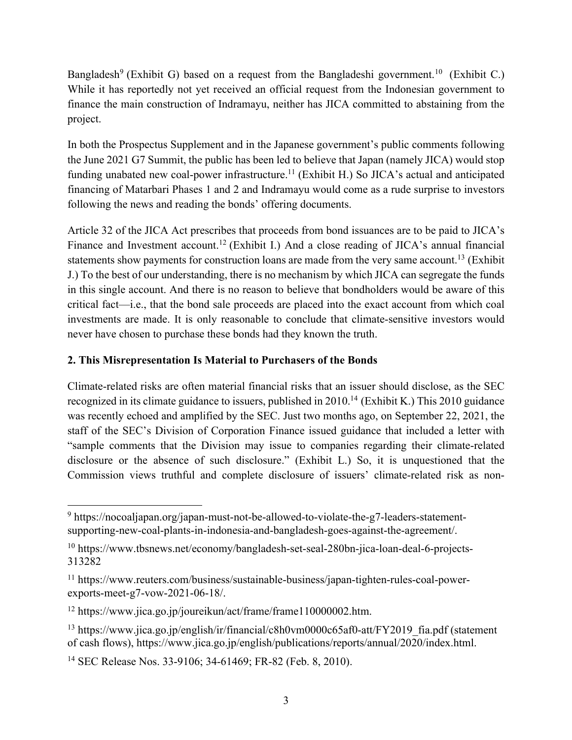Bangladesh[9] (Exhibit G) based on a request from the Bangladeshi government.[10] (Exhibit C.) While it has reportedly not yet received an official request from the Indonesian government to finance the main construction of Indramayu, neither has JICA committed to abstaining from the project.

In both the Prospectus Supplement and in the Japanese government's public comments following the June 2021 G7 Summit, the public has been led to believe that Japan (namely JICA) would stop funding unabated new coal-power infrastructure.[11] (Exhibit H.) So JICA's actual and anticipated financing of Matarbari Phases 1 and 2 and Indramayu would come as a rude surprise to investors following the news and reading the bonds' offering documents.

Article 32 of the JICA Act prescribes that proceeds from bond issuances are to be paid to JICA's Finance and Investment account.[12] (Exhibit I.) And a close reading of JICA's annual financial statements show payments for construction loans are made from the very same account.[13] (Exhibit J.) To the best of our understanding, there is no mechanism by which JICA can segregate the funds in this single account. And there is no reason to believe that bondholders would be aware of this critical fact—i.e., that the bond sale proceeds are placed into the exact account from which coal investments are made. It is only reasonable to conclude that climate-sensitive investors would never have chosen to purchase these bonds had they known the truth.

**2. This Misrepresentation Is Material to Purchasers of the Bonds**

Climate-related risks are often material financial risks that an issuer should disclose, as the SEC recognized in its climate guidance to issuers, published in 2010.[14] (Exhibit K.) This 2010 guidance was recently echoed and amplified by the SEC. Just two months ago, on September 22, 2021, the staff of the SEC's Division of Corporation Finance issued guidance that included a letter with "sample comments that the Division may issue to companies regarding their climate-related disclosure or the absence of such disclosure." (Exhibit L.) So, it is unquestioned that the Commission views truthful and complete disclosure of issuers' climate-related risk as non-

---

[9] https://nocoaljapan.org/japan-must-not-be-allowed-to-violate-the-g7-leaders-statement-supporting-new-coal-plants-in-indonesia-and-bangladesh-goes-against-the-agreement/.

[10] https://www.tbsnews.net/economy/bangladesh-set-seal-280bn-jica-loan-deal-6-projects-313282

[11] https://www.reuters.com/business/sustainable-business/japan-tighten-rules-coal-power-exports-meet-g7-vow-2021-06-18/.

[12] https://www.jica.go.jp/joureikun/act/frame/frame110000002.htm.

[13] https://www.jica.go.jp/english/ir/financial/c8h0vm0000c65af0-att/FY2019_fia.pdf (statement of cash flows), https://www.jica.go.jp/english/publications/reports/annual/2020/index.html.

[14] SEC Release Nos. 33-9106; 34-61469; FR-82 (Feb. 8, 2010).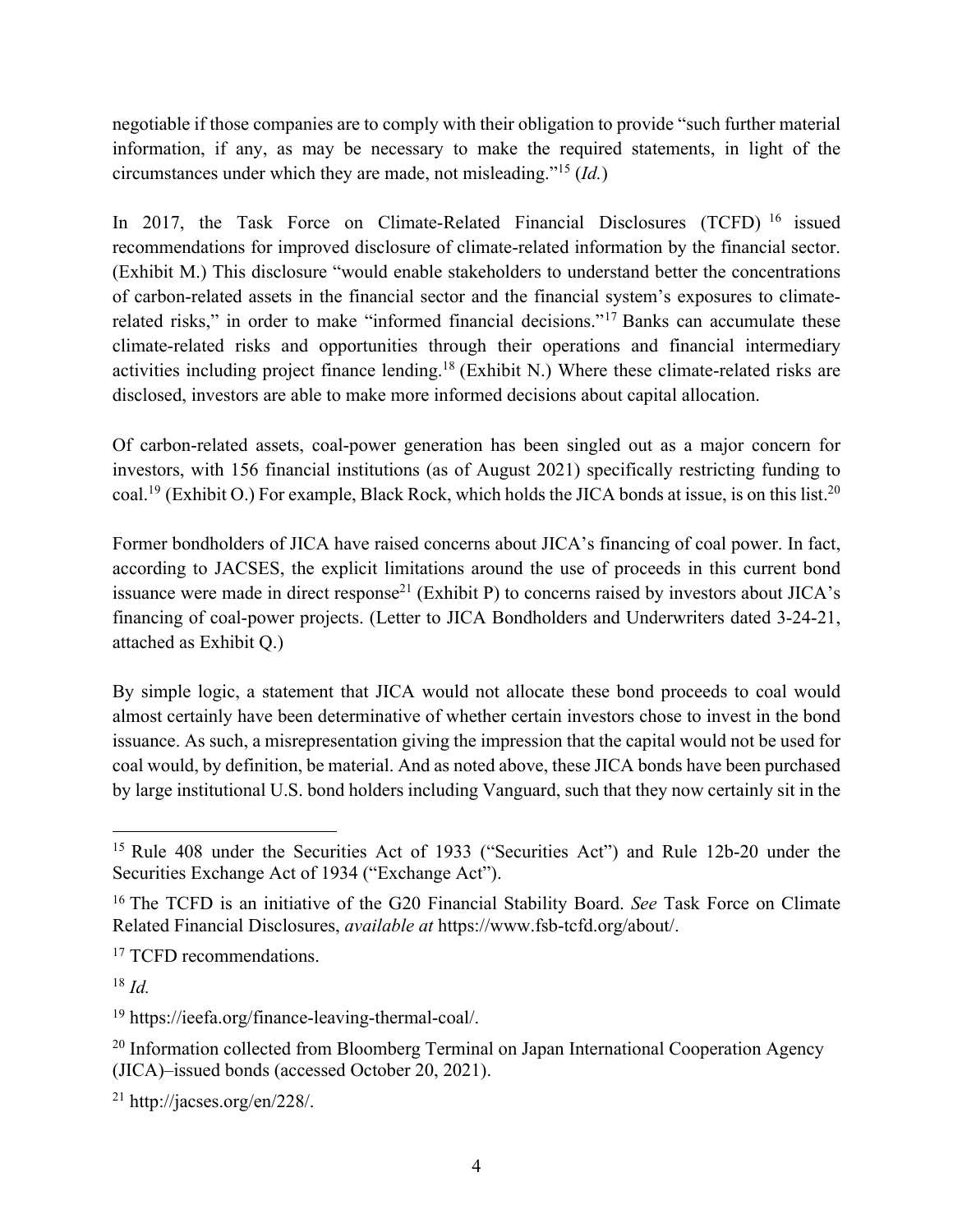negotiable if those companies are to comply with their obligation to provide "such further material information, if any, as may be necessary to make the required statements, in light of the circumstances under which they are made, not misleading."[15] (*Id.*)

In 2017, the Task Force on Climate-Related Financial Disclosures (TCFD)[16] issued recommendations for improved disclosure of climate-related information by the financial sector. (Exhibit M.) This disclosure "would enable stakeholders to understand better the concentrations of carbon-related assets in the financial sector and the financial system's exposures to climate-related risks," in order to make "informed financial decisions."[17] Banks can accumulate these climate-related risks and opportunities through their operations and financial intermediary activities including project finance lending.[18] (Exhibit N.) Where these climate-related risks are disclosed, investors are able to make more informed decisions about capital allocation.

Of carbon-related assets, coal-power generation has been singled out as a major concern for investors, with 156 financial institutions (as of August 2021) specifically restricting funding to coal.[19] (Exhibit O.) For example, Black Rock, which holds the JICA bonds at issue, is on this list.[20]

Former bondholders of JICA have raised concerns about JICA's financing of coal power. In fact, according to JACSES, the explicit limitations around the use of proceeds in this current bond issuance were made in direct response[21] (Exhibit P) to concerns raised by investors about JICA's financing of coal-power projects. (Letter to JICA Bondholders and Underwriters dated 3-24-21, attached as Exhibit Q.)

By simple logic, a statement that JICA would not allocate these bond proceeds to coal would almost certainly have been determinative of whether certain investors chose to invest in the bond issuance. As such, a misrepresentation giving the impression that the capital would not be used for coal would, by definition, be material. And as noted above, these JICA bonds have been purchased by large institutional U.S. bond holders including Vanguard, such that they now certainly sit in the

---

[15] Rule 408 under the Securities Act of 1933 ("Securities Act") and Rule 12b-20 under the Securities Exchange Act of 1934 ("Exchange Act").

[16] The TCFD is an initiative of the G20 Financial Stability Board. *See* Task Force on Climate Related Financial Disclosures, *available at* https://www.fsb-tcfd.org/about/.

[17] TCFD recommendations.

[18] *Id.*

[19] https://ieefa.org/finance-leaving-thermal-coal/.

[20] Information collected from Bloomberg Terminal on Japan International Cooperation Agency (JICA)–issued bonds (accessed October 20, 2021).

[21] http://jacses.org/en/228/.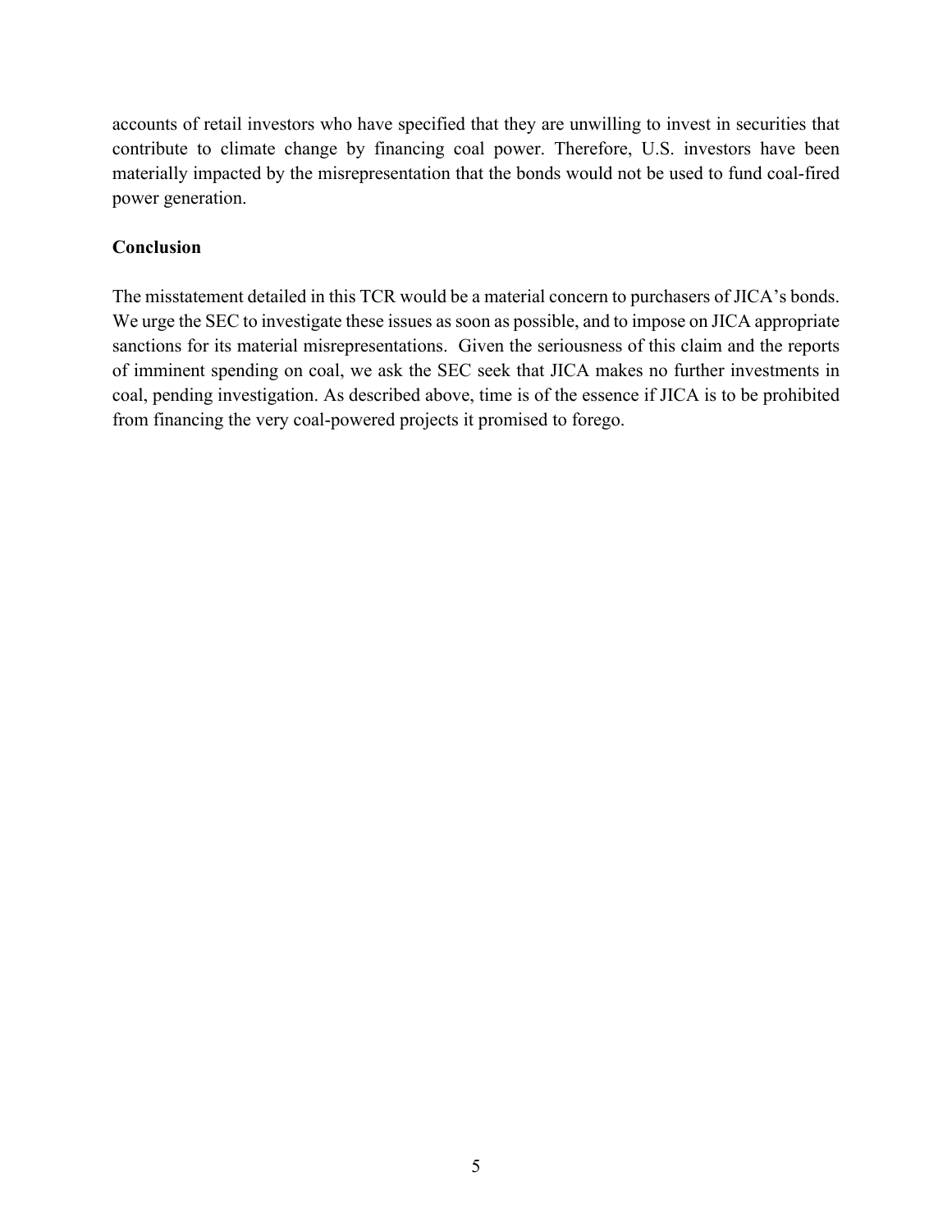accounts of retail investors who have specified that they are unwilling to invest in securities that contribute to climate change by financing coal power. Therefore, U.S. investors have been materially impacted by the misrepresentation that the bonds would not be used to fund coal-fired power generation.

**Conclusion**

The misstatement detailed in this TCR would be a material concern to purchasers of JICA's bonds. We urge the SEC to investigate these issues as soon as possible, and to impose on JICA appropriate sanctions for its material misrepresentations. Given the seriousness of this claim and the reports of imminent spending on coal, we ask the SEC seek that JICA makes no further investments in coal, pending investigation. As described above, time is of the essence if JICA is to be prohibited from financing the very coal-powered projects it promised to forego.